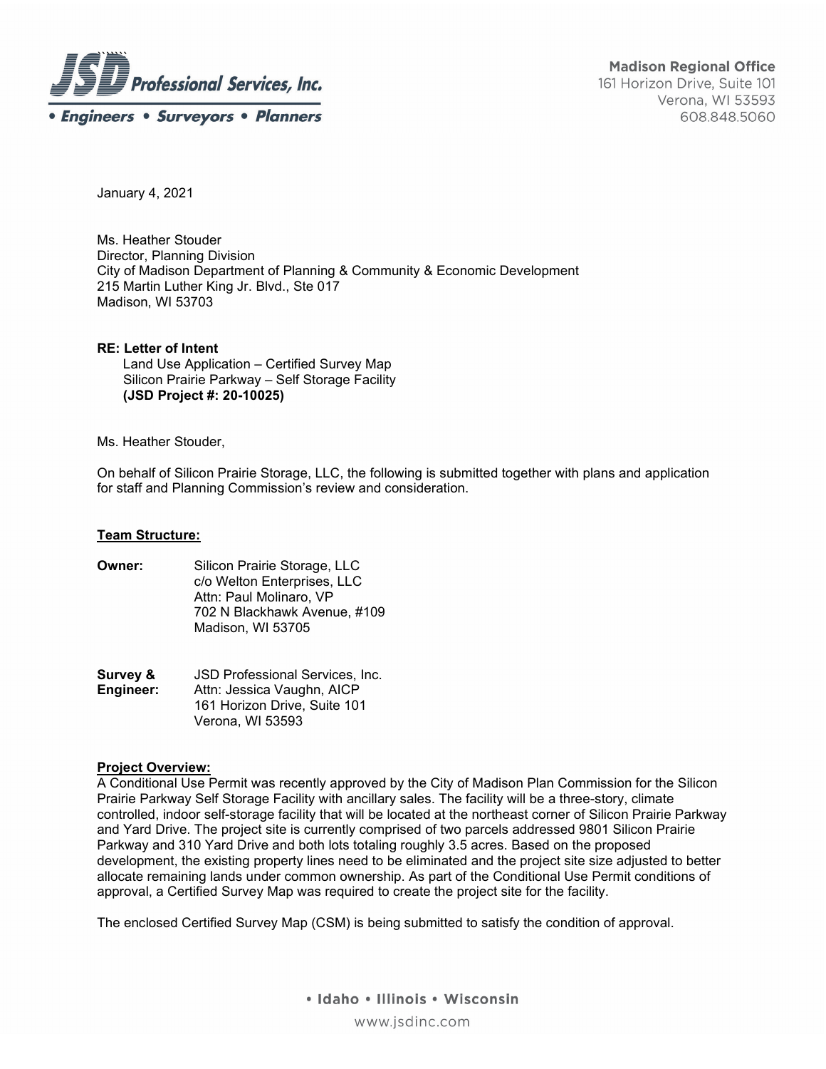**JSD Professional Services, Inc.**
*• Engineers • Surveyors • Planners*

**Madison Regional Office**
161 Horizon Drive, Suite 101
Verona, WI 53593
608.848.5060

January 4, 2021

Ms. Heather Stouder
Director, Planning Division
City of Madison Department of Planning & Community & Economic Development
215 Martin Luther King Jr. Blvd., Ste 017
Madison, WI 53703

**RE: Letter of Intent**
Land Use Application – Certified Survey Map
Silicon Prairie Parkway – Self Storage Facility
**(JSD Project #: 20-10025)**

Ms. Heather Stouder,

On behalf of Silicon Prairie Storage, LLC, the following is submitted together with plans and application for staff and Planning Commission's review and consideration.

**Team Structure:**

**Owner:** Silicon Prairie Storage, LLC
c/o Welton Enterprises, LLC
Attn: Paul Molinaro, VP
702 N Blackhawk Avenue, #109
Madison, WI 53705

**Survey & Engineer:** JSD Professional Services, Inc.
Attn: Jessica Vaughn, AICP
161 Horizon Drive, Suite 101
Verona, WI 53593

**Project Overview:**

A Conditional Use Permit was recently approved by the City of Madison Plan Commission for the Silicon Prairie Parkway Self Storage Facility with ancillary sales. The facility will be a three-story, climate controlled, indoor self-storage facility that will be located at the northeast corner of Silicon Prairie Parkway and Yard Drive. The project site is currently comprised of two parcels addressed 9801 Silicon Prairie Parkway and 310 Yard Drive and both lots totaling roughly 3.5 acres. Based on the proposed development, the existing property lines need to be eliminated and the project site size adjusted to better allocate remaining lands under common ownership. As part of the Conditional Use Permit conditions of approval, a Certified Survey Map was required to create the project site for the facility.

The enclosed Certified Survey Map (CSM) is being submitted to satisfy the condition of approval.

• Idaho • Illinois • Wisconsin
www.jsdinc.com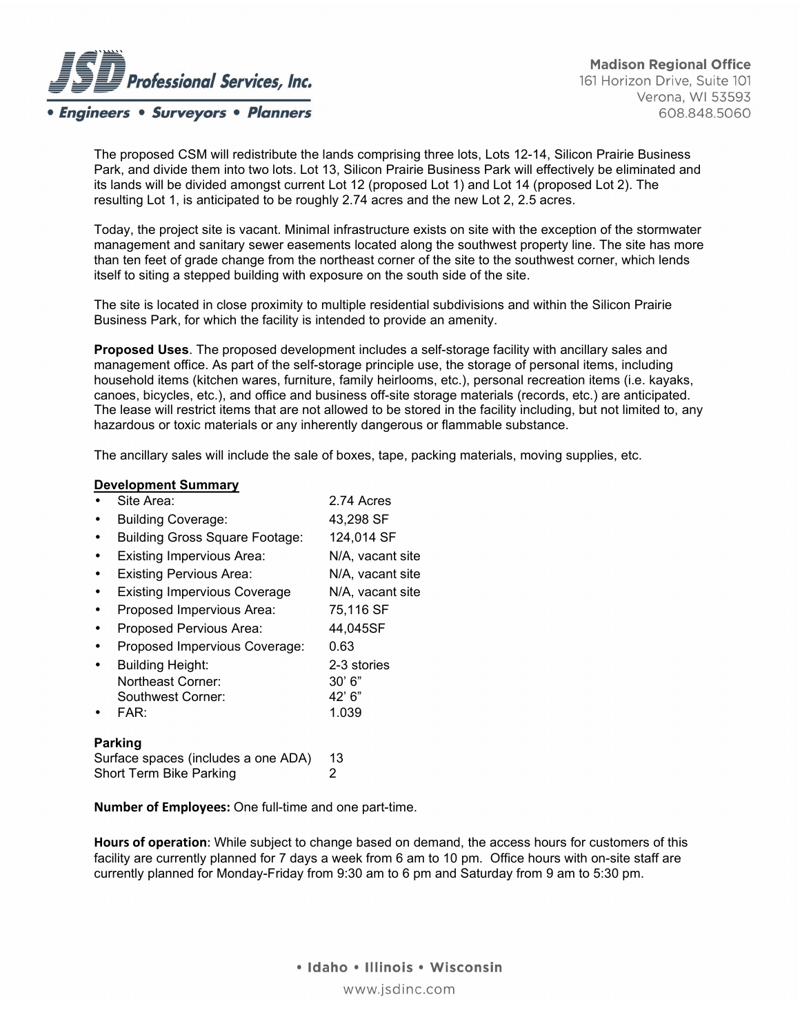The proposed CSM will redistribute the lands comprising three lots, Lots 12-14, Silicon Prairie Business Park, and divide them into two lots. Lot 13, Silicon Prairie Business Park will effectively be eliminated and its lands will be divided amongst current Lot 12 (proposed Lot 1) and Lot 14 (proposed Lot 2). The resulting Lot 1, is anticipated to be roughly 2.74 acres and the new Lot 2, 2.5 acres.

Today, the project site is vacant. Minimal infrastructure exists on site with the exception of the stormwater management and sanitary sewer easements located along the southwest property line. The site has more than ten feet of grade change from the northeast corner of the site to the southwest corner, which lends itself to siting a stepped building with exposure on the south side of the site.

The site is located in close proximity to multiple residential subdivisions and within the Silicon Prairie Business Park, for which the facility is intended to provide an amenity.

**Proposed Uses**. The proposed development includes a self-storage facility with ancillary sales and management office. As part of the self-storage principle use, the storage of personal items, including household items (kitchen wares, furniture, family heirlooms, etc.), personal recreation items (i.e. kayaks, canoes, bicycles, etc.), and office and business off-site storage materials (records, etc.) are anticipated. The lease will restrict items that are not allowed to be stored in the facility including, but not limited to, any hazardous or toxic materials or any inherently dangerous or flammable substance.

The ancillary sales will include the sale of boxes, tape, packing materials, moving supplies, etc.

**Development Summary**

- Site Area: 2.74 Acres
- Building Coverage: 43,298 SF
- Building Gross Square Footage: 124,014 SF
- Existing Impervious Area: N/A, vacant site
- Existing Pervious Area: N/A, vacant site
- Existing Impervious Coverage N/A, vacant site
- Proposed Impervious Area: 75,116 SF
- Proposed Pervious Area: 44,045SF
- Proposed Impervious Coverage: 0.63
- Building Height: 2-3 stories
  Northeast Corner: 30' 6"
  Southwest Corner: 42' 6"
- FAR: 1.039

**Parking**

Surface spaces (includes a one ADA) 13
Short Term Bike Parking 2

**Number of Employees:** One full-time and one part-time.

**Hours of operation**: While subject to change based on demand, the access hours for customers of this facility are currently planned for 7 days a week from 6 am to 10 pm. Office hours with on-site staff are currently planned for Monday-Friday from 9:30 am to 6 pm and Saturday from 9 am to 5:30 pm.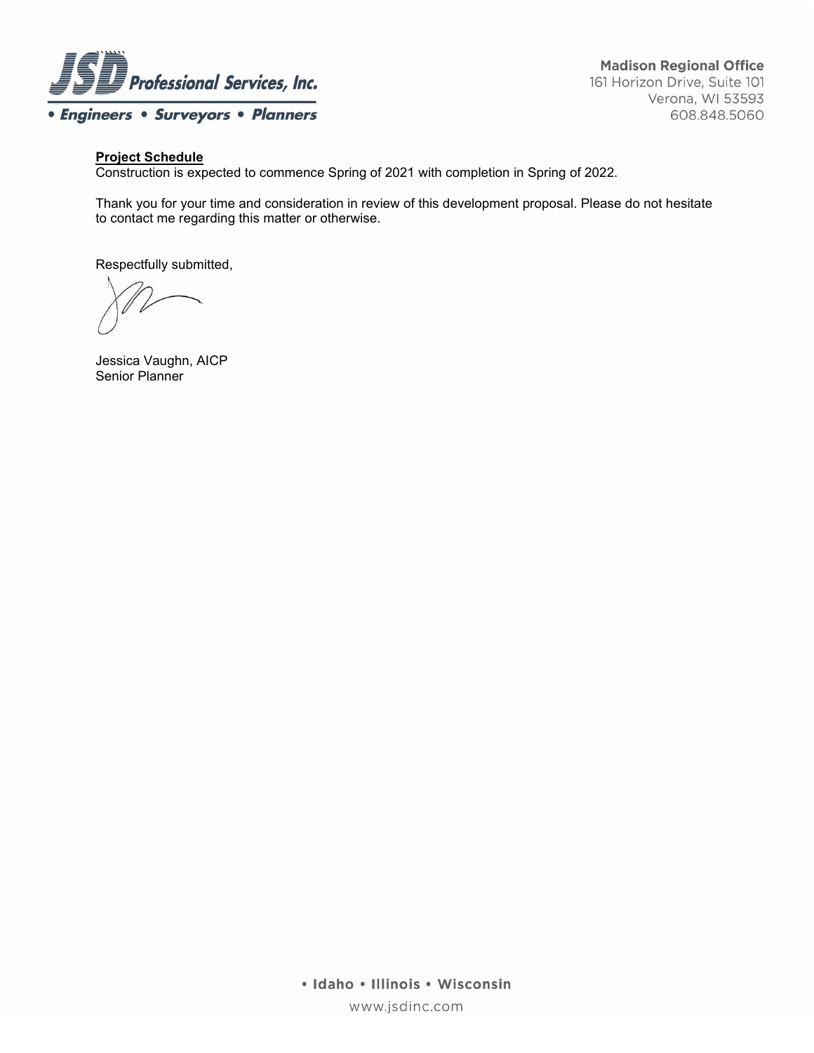**Project Schedule**
Construction is expected to commence Spring of 2021 with completion in Spring of 2022.

Thank you for your time and consideration in review of this development proposal. Please do not hesitate to contact me regarding this matter or otherwise.

Respectfully submitted,

Jessica Vaughn, AICP
Senior Planner